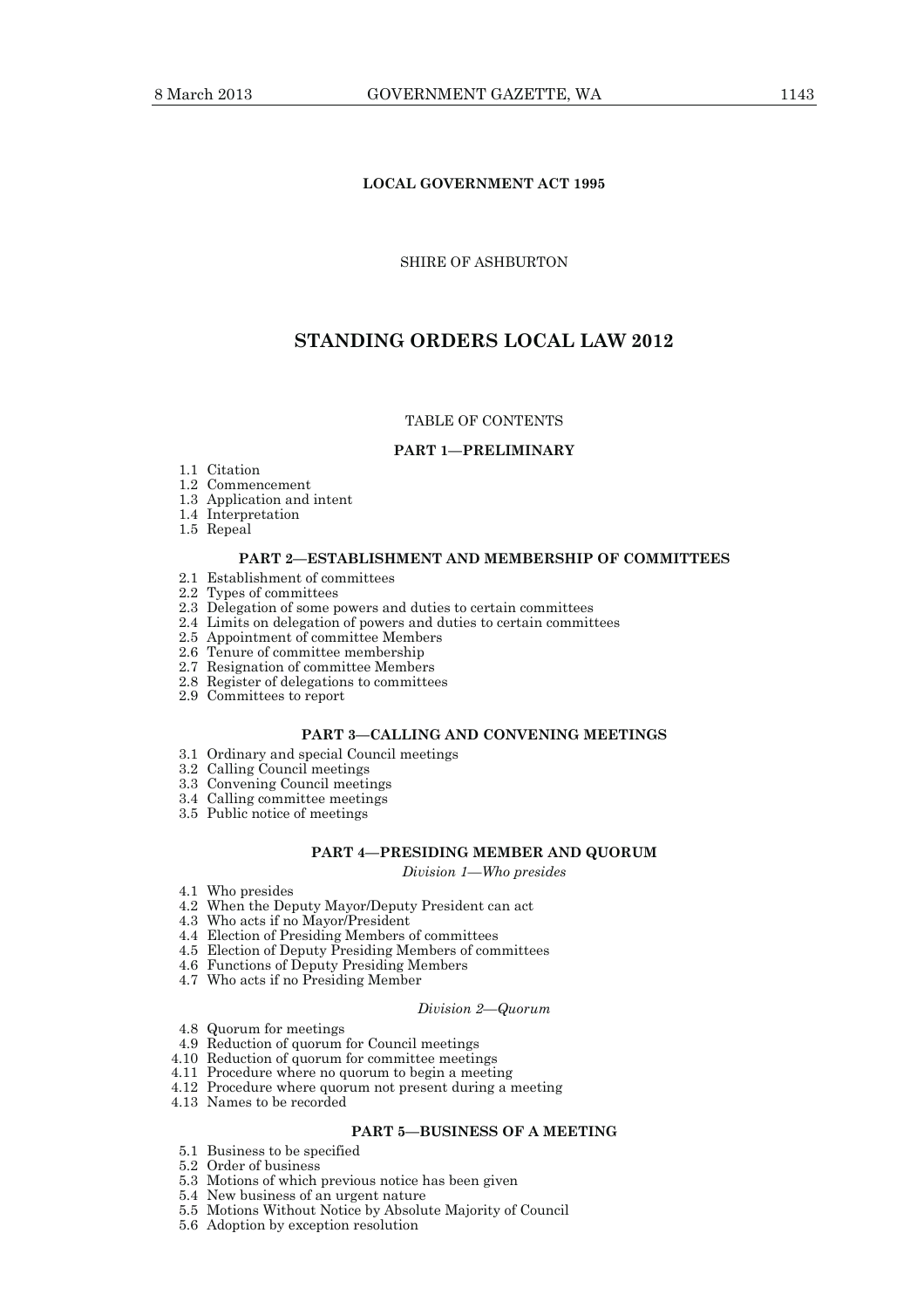**LOCAL GOVERNMENT ACT 1995**

SHIRE OF ASHBURTON

# STANDING ORDERS LOCAL LAW 2012

TABLE OF CONTENTS

**PART 1—PRELIMINARY**

1.1 Citation
1.2 Commencement
1.3 Application and intent
1.4 Interpretation
1.5 Repeal

**PART 2—ESTABLISHMENT AND MEMBERSHIP OF COMMITTEES**

2.1 Establishment of committees
2.2 Types of committees
2.3 Delegation of some powers and duties to certain committees
2.4 Limits on delegation of powers and duties to certain committees
2.5 Appointment of committee Members
2.6 Tenure of committee membership
2.7 Resignation of committee Members
2.8 Register of delegations to committees
2.9 Committees to report

**PART 3—CALLING AND CONVENING MEETINGS**

3.1 Ordinary and special Council meetings
3.2 Calling Council meetings
3.3 Convening Council meetings
3.4 Calling committee meetings
3.5 Public notice of meetings

**PART 4—PRESIDING MEMBER AND QUORUM**

*Division 1—Who presides*

4.1 Who presides
4.2 When the Deputy Mayor/Deputy President can act
4.3 Who acts if no Mayor/President
4.4 Election of Presiding Members of committees
4.5 Election of Deputy Presiding Members of committees
4.6 Functions of Deputy Presiding Members
4.7 Who acts if no Presiding Member

*Division 2—Quorum*

4.8 Quorum for meetings
4.9 Reduction of quorum for Council meetings
4.10 Reduction of quorum for committee meetings
4.11 Procedure where no quorum to begin a meeting
4.12 Procedure where quorum not present during a meeting
4.13 Names to be recorded

**PART 5—BUSINESS OF A MEETING**

5.1 Business to be specified
5.2 Order of business
5.3 Motions of which previous notice has been given
5.4 New business of an urgent nature
5.5 Motions Without Notice by Absolute Majority of Council
5.6 Adoption by exception resolution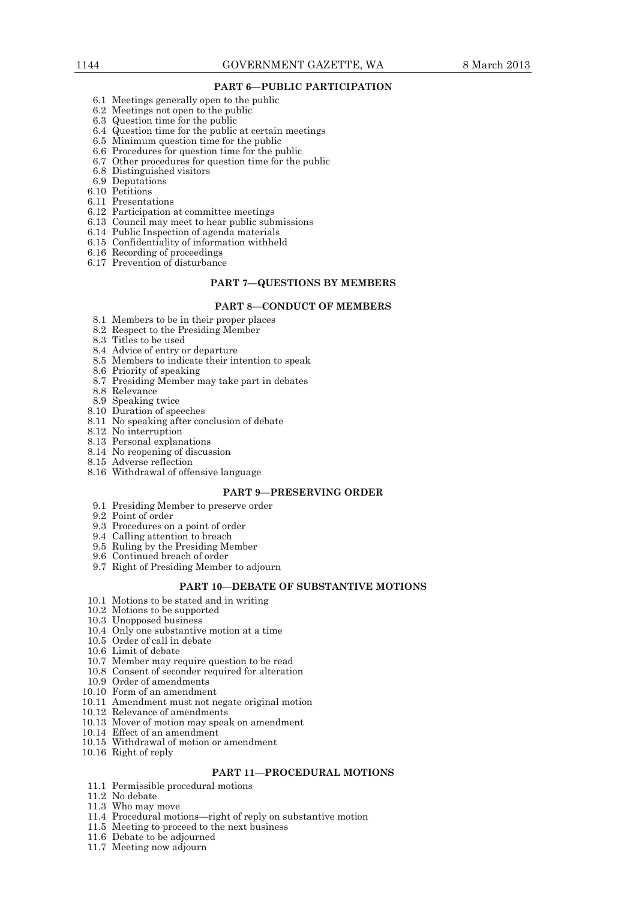## PART 6—PUBLIC PARTICIPATION

6.1 Meetings generally open to the public
6.2 Meetings not open to the public
6.3 Question time for the public
6.4 Question time for the public at certain meetings
6.5 Minimum question time for the public
6.6 Procedures for question time for the public
6.7 Other procedures for question time for the public
6.8 Distinguished visitors
6.9 Deputations
6.10 Petitions
6.11 Presentations
6.12 Participation at committee meetings
6.13 Council may meet to hear public submissions
6.14 Public Inspection of agenda materials
6.15 Confidentiality of information withheld
6.16 Recording of proceedings
6.17 Prevention of disturbance

## PART 7—QUESTIONS BY MEMBERS

## PART 8—CONDUCT OF MEMBERS

8.1 Members to be in their proper places
8.2 Respect to the Presiding Member
8.3 Titles to be used
8.4 Advice of entry or departure
8.5 Members to indicate their intention to speak
8.6 Priority of speaking
8.7 Presiding Member may take part in debates
8.8 Relevance
8.9 Speaking twice
8.10 Duration of speeches
8.11 No speaking after conclusion of debate
8.12 No interruption
8.13 Personal explanations
8.14 No reopening of discussion
8.15 Adverse reflection
8.16 Withdrawal of offensive language

## PART 9—PRESERVING ORDER

9.1 Presiding Member to preserve order
9.2 Point of order
9.3 Procedures on a point of order
9.4 Calling attention to breach
9.5 Ruling by the Presiding Member
9.6 Continued breach of order
9.7 Right of Presiding Member to adjourn

## PART 10—DEBATE OF SUBSTANTIVE MOTIONS

10.1 Motions to be stated and in writing
10.2 Motions to be supported
10.3 Unopposed business
10.4 Only one substantive motion at a time
10.5 Order of call in debate
10.6 Limit of debate
10.7 Member may require question to be read
10.8 Consent of seconder required for alteration
10.9 Order of amendments
10.10 Form of an amendment
10.11 Amendment must not negate original motion
10.12 Relevance of amendments
10.13 Mover of motion may speak on amendment
10.14 Effect of an amendment
10.15 Withdrawal of motion or amendment
10.16 Right of reply

## PART 11—PROCEDURAL MOTIONS

11.1 Permissible procedural motions
11.2 No debate
11.3 Who may move
11.4 Procedural motions—right of reply on substantive motion
11.5 Meeting to proceed to the next business
11.6 Debate to be adjourned
11.7 Meeting now adjourn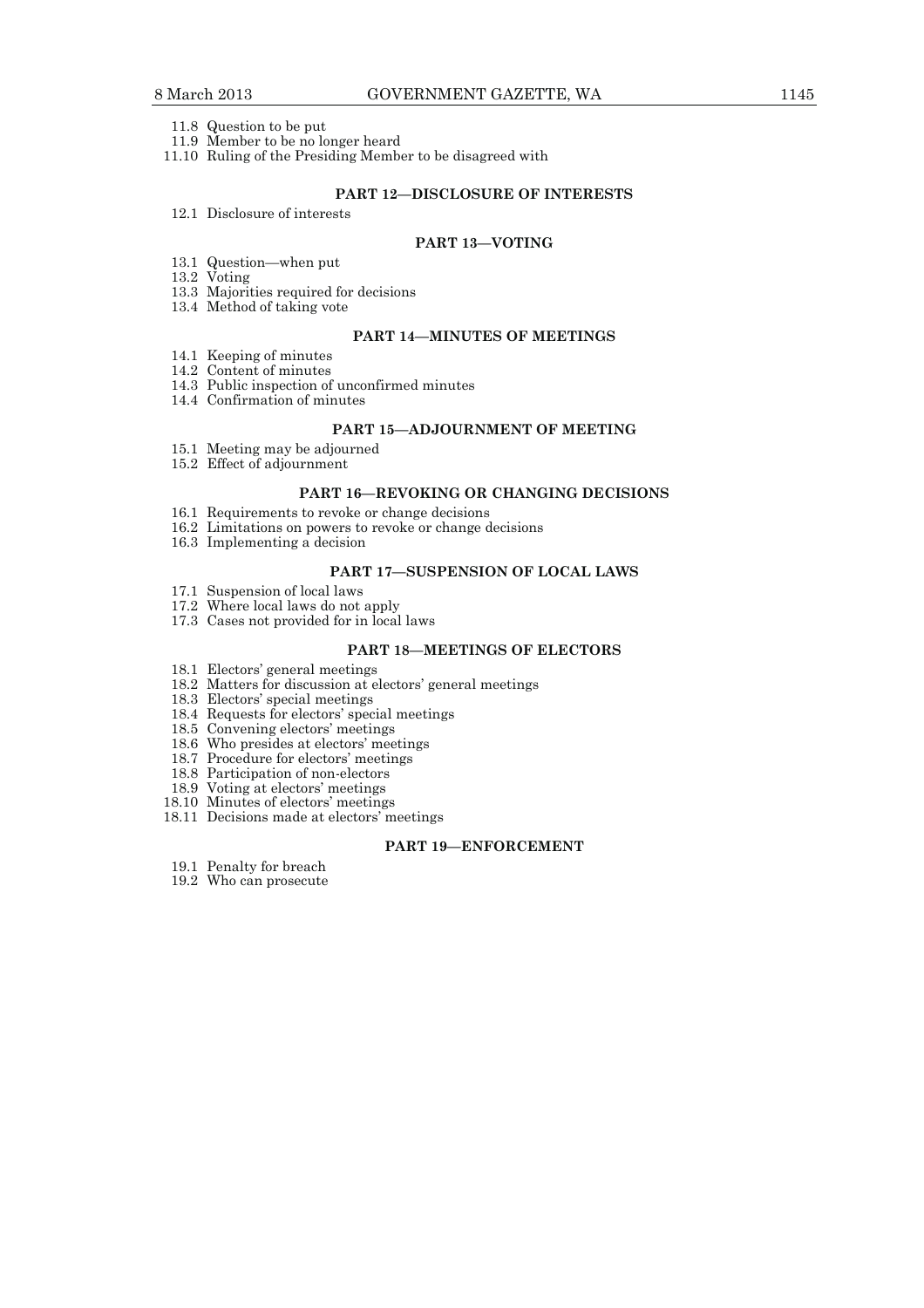11.8 Question to be put
11.9 Member to be no longer heard
11.10 Ruling of the Presiding Member to be disagreed with

**PART 12—DISCLOSURE OF INTERESTS**

12.1 Disclosure of interests

**PART 13—VOTING**

13.1 Question—when put
13.2 Voting
13.3 Majorities required for decisions
13.4 Method of taking vote

**PART 14—MINUTES OF MEETINGS**

14.1 Keeping of minutes
14.2 Content of minutes
14.3 Public inspection of unconfirmed minutes
14.4 Confirmation of minutes

**PART 15—ADJOURNMENT OF MEETING**

15.1 Meeting may be adjourned
15.2 Effect of adjournment

**PART 16—REVOKING OR CHANGING DECISIONS**

16.1 Requirements to revoke or change decisions
16.2 Limitations on powers to revoke or change decisions
16.3 Implementing a decision

**PART 17—SUSPENSION OF LOCAL LAWS**

17.1 Suspension of local laws
17.2 Where local laws do not apply
17.3 Cases not provided for in local laws

**PART 18—MEETINGS OF ELECTORS**

18.1 Electors' general meetings
18.2 Matters for discussion at electors' general meetings
18.3 Electors' special meetings
18.4 Requests for electors' special meetings
18.5 Convening electors' meetings
18.6 Who presides at electors' meetings
18.7 Procedure for electors' meetings
18.8 Participation of non-electors
18.9 Voting at electors' meetings
18.10 Minutes of electors' meetings
18.11 Decisions made at electors' meetings

**PART 19—ENFORCEMENT**

19.1 Penalty for breach
19.2 Who can prosecute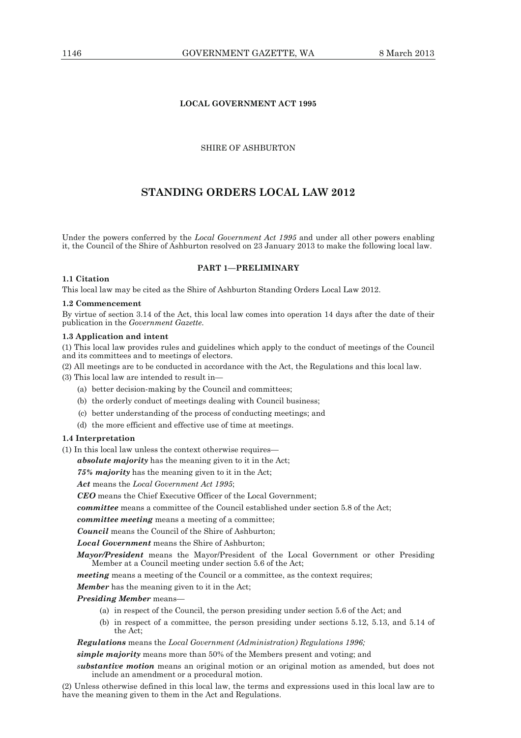## LOCAL GOVERNMENT ACT 1995

SHIRE OF ASHBURTON

# STANDING ORDERS LOCAL LAW 2012

Under the powers conferred by the *Local Government Act 1995* and under all other powers enabling it, the Council of the Shire of Ashburton resolved on 23 January 2013 to make the following local law.

### PART 1—PRELIMINARY

**1.1 Citation**

This local law may be cited as the Shire of Ashburton Standing Orders Local Law 2012.

**1.2 Commencement**

By virtue of section 3.14 of the Act, this local law comes into operation 14 days after the date of their publication in the *Government Gazette*.

**1.3 Application and intent**

(1) This local law provides rules and guidelines which apply to the conduct of meetings of the Council and its committees and to meetings of electors.

(2) All meetings are to be conducted in accordance with the Act, the Regulations and this local law.

(3) This local law are intended to result in—

(a) better decision-making by the Council and committees;

(b) the orderly conduct of meetings dealing with Council business;

(c) better understanding of the process of conducting meetings; and

(d) the more efficient and effective use of time at meetings.

**1.4 Interpretation**

(1) In this local law unless the context otherwise requires—

***absolute majority*** has the meaning given to it in the Act;

***75% majority*** has the meaning given to it in the Act;

***Act*** means the *Local Government Act 1995*;

***CEO*** means the Chief Executive Officer of the Local Government;

***committee*** means a committee of the Council established under section 5.8 of the Act;

***committee meeting*** means a meeting of a committee;

***Council*** means the Council of the Shire of Ashburton;

***Local Government*** means the Shire of Ashburton;

***Mayor/President*** means the Mayor/President of the Local Government or other Presiding Member at a Council meeting under section 5.6 of the Act;

***meeting*** means a meeting of the Council or a committee, as the context requires;

***Member*** has the meaning given to it in the Act;

***Presiding Member*** means—

(a) in respect of the Council, the person presiding under section 5.6 of the Act; and

(b) in respect of a committee, the person presiding under sections 5.12, 5.13, and 5.14 of the Act;

***Regulations*** means the *Local Government (Administration) Regulations 1996;*

***simple majority*** means more than 50% of the Members present and voting; and

***substantive motion*** means an original motion or an original motion as amended, but does not include an amendment or a procedural motion.

(2) Unless otherwise defined in this local law, the terms and expressions used in this local law are to have the meaning given to them in the Act and Regulations.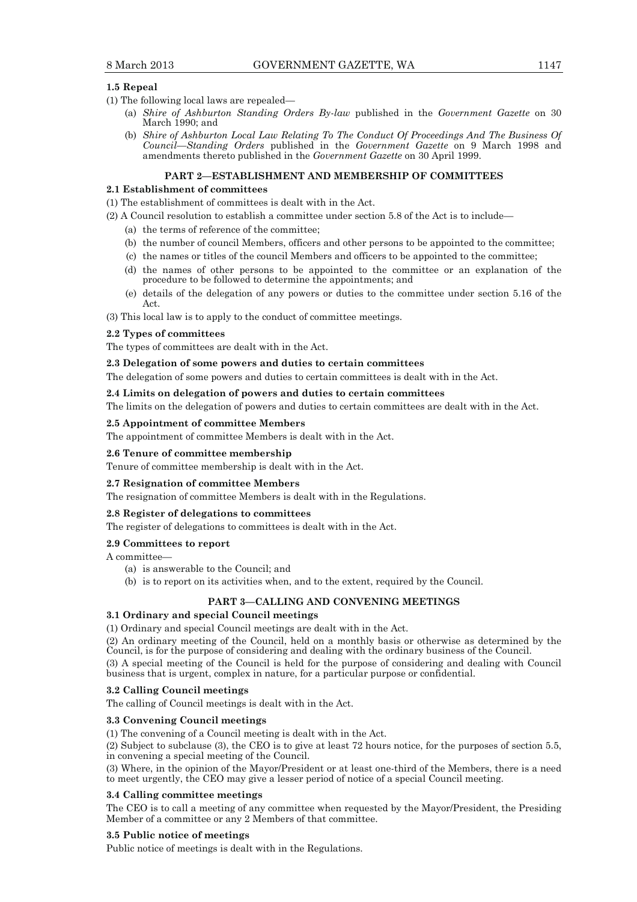**1.5 Repeal**

(1) The following local laws are repealed—

(a) *Shire of Ashburton Standing Orders By-law* published in the *Government Gazette* on 30 March 1990; and

(b) *Shire of Ashburton Local Law Relating To The Conduct Of Proceedings And The Business Of Council—Standing Orders* published in the *Government Gazette* on 9 March 1998 and amendments thereto published in the *Government Gazette* on 30 April 1999.

## PART 2—ESTABLISHMENT AND MEMBERSHIP OF COMMITTEES

**2.1 Establishment of committees**

(1) The establishment of committees is dealt with in the Act.

(2) A Council resolution to establish a committee under section 5.8 of the Act is to include—

(a) the terms of reference of the committee;

(b) the number of council Members, officers and other persons to be appointed to the committee;

(c) the names or titles of the council Members and officers to be appointed to the committee;

(d) the names of other persons to be appointed to the committee or an explanation of the procedure to be followed to determine the appointments; and

(e) details of the delegation of any powers or duties to the committee under section 5.16 of the Act.

(3) This local law is to apply to the conduct of committee meetings.

**2.2 Types of committees**

The types of committees are dealt with in the Act.

**2.3 Delegation of some powers and duties to certain committees**

The delegation of some powers and duties to certain committees is dealt with in the Act.

**2.4 Limits on delegation of powers and duties to certain committees**

The limits on the delegation of powers and duties to certain committees are dealt with in the Act.

**2.5 Appointment of committee Members**

The appointment of committee Members is dealt with in the Act.

**2.6 Tenure of committee membership**

Tenure of committee membership is dealt with in the Act.

**2.7 Resignation of committee Members**

The resignation of committee Members is dealt with in the Regulations.

**2.8 Register of delegations to committees**

The register of delegations to committees is dealt with in the Act.

**2.9 Committees to report**

A committee—

(a) is answerable to the Council; and

(b) is to report on its activities when, and to the extent, required by the Council.

## PART 3—CALLING AND CONVENING MEETINGS

**3.1 Ordinary and special Council meetings**

(1) Ordinary and special Council meetings are dealt with in the Act.

(2) An ordinary meeting of the Council, held on a monthly basis or otherwise as determined by the Council, is for the purpose of considering and dealing with the ordinary business of the Council.

(3) A special meeting of the Council is held for the purpose of considering and dealing with Council business that is urgent, complex in nature, for a particular purpose or confidential.

**3.2 Calling Council meetings**

The calling of Council meetings is dealt with in the Act.

**3.3 Convening Council meetings**

(1) The convening of a Council meeting is dealt with in the Act.

(2) Subject to subclause (3), the CEO is to give at least 72 hours notice, for the purposes of section 5.5, in convening a special meeting of the Council.

(3) Where, in the opinion of the Mayor/President or at least one-third of the Members, there is a need to meet urgently, the CEO may give a lesser period of notice of a special Council meeting.

**3.4 Calling committee meetings**

The CEO is to call a meeting of any committee when requested by the Mayor/President, the Presiding Member of a committee or any 2 Members of that committee.

**3.5 Public notice of meetings**

Public notice of meetings is dealt with in the Regulations.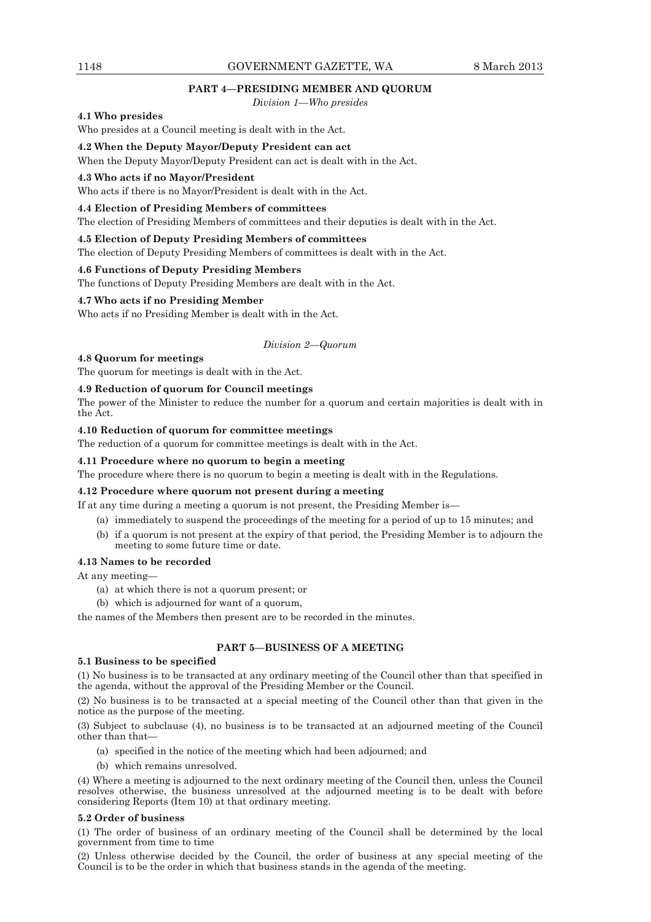## PART 4—PRESIDING MEMBER AND QUORUM

*Division 1—Who presides*

**4.1 Who presides**

Who presides at a Council meeting is dealt with in the Act.

**4.2 When the Deputy Mayor/Deputy President can act**

When the Deputy Mayor/Deputy President can act is dealt with in the Act.

**4.3 Who acts if no Mayor/President**

Who acts if there is no Mayor/President is dealt with in the Act.

**4.4 Election of Presiding Members of committees**

The election of Presiding Members of committees and their deputies is dealt with in the Act.

**4.5 Election of Deputy Presiding Members of committees**

The election of Deputy Presiding Members of committees is dealt with in the Act.

**4.6 Functions of Deputy Presiding Members**

The functions of Deputy Presiding Members are dealt with in the Act.

**4.7 Who acts if no Presiding Member**

Who acts if no Presiding Member is dealt with in the Act.

*Division 2—Quorum*

**4.8 Quorum for meetings**

The quorum for meetings is dealt with in the Act.

**4.9 Reduction of quorum for Council meetings**

The power of the Minister to reduce the number for a quorum and certain majorities is dealt with in the Act.

**4.10 Reduction of quorum for committee meetings**

The reduction of a quorum for committee meetings is dealt with in the Act.

**4.11 Procedure where no quorum to begin a meeting**

The procedure where there is no quorum to begin a meeting is dealt with in the Regulations.

**4.12 Procedure where quorum not present during a meeting**

If at any time during a meeting a quorum is not present, the Presiding Member is—

- (a) immediately to suspend the proceedings of the meeting for a period of up to 15 minutes; and
- (b) if a quorum is not present at the expiry of that period, the Presiding Member is to adjourn the meeting to some future time or date.

**4.13 Names to be recorded**

At any meeting—

- (a) at which there is not a quorum present; or
- (b) which is adjourned for want of a quorum,

the names of the Members then present are to be recorded in the minutes.

## PART 5—BUSINESS OF A MEETING

**5.1 Business to be specified**

(1) No business is to be transacted at any ordinary meeting of the Council other than that specified in the agenda, without the approval of the Presiding Member or the Council.

(2) No business is to be transacted at a special meeting of the Council other than that given in the notice as the purpose of the meeting.

(3) Subject to subclause (4), no business is to be transacted at an adjourned meeting of the Council other than that—

- (a) specified in the notice of the meeting which had been adjourned; and
- (b) which remains unresolved.

(4) Where a meeting is adjourned to the next ordinary meeting of the Council then, unless the Council resolves otherwise, the business unresolved at the adjourned meeting is to be dealt with before considering Reports (Item 10) at that ordinary meeting.

**5.2 Order of business**

(1) The order of business of an ordinary meeting of the Council shall be determined by the local government from time to time

(2) Unless otherwise decided by the Council, the order of business at any special meeting of the Council is to be the order in which that business stands in the agenda of the meeting.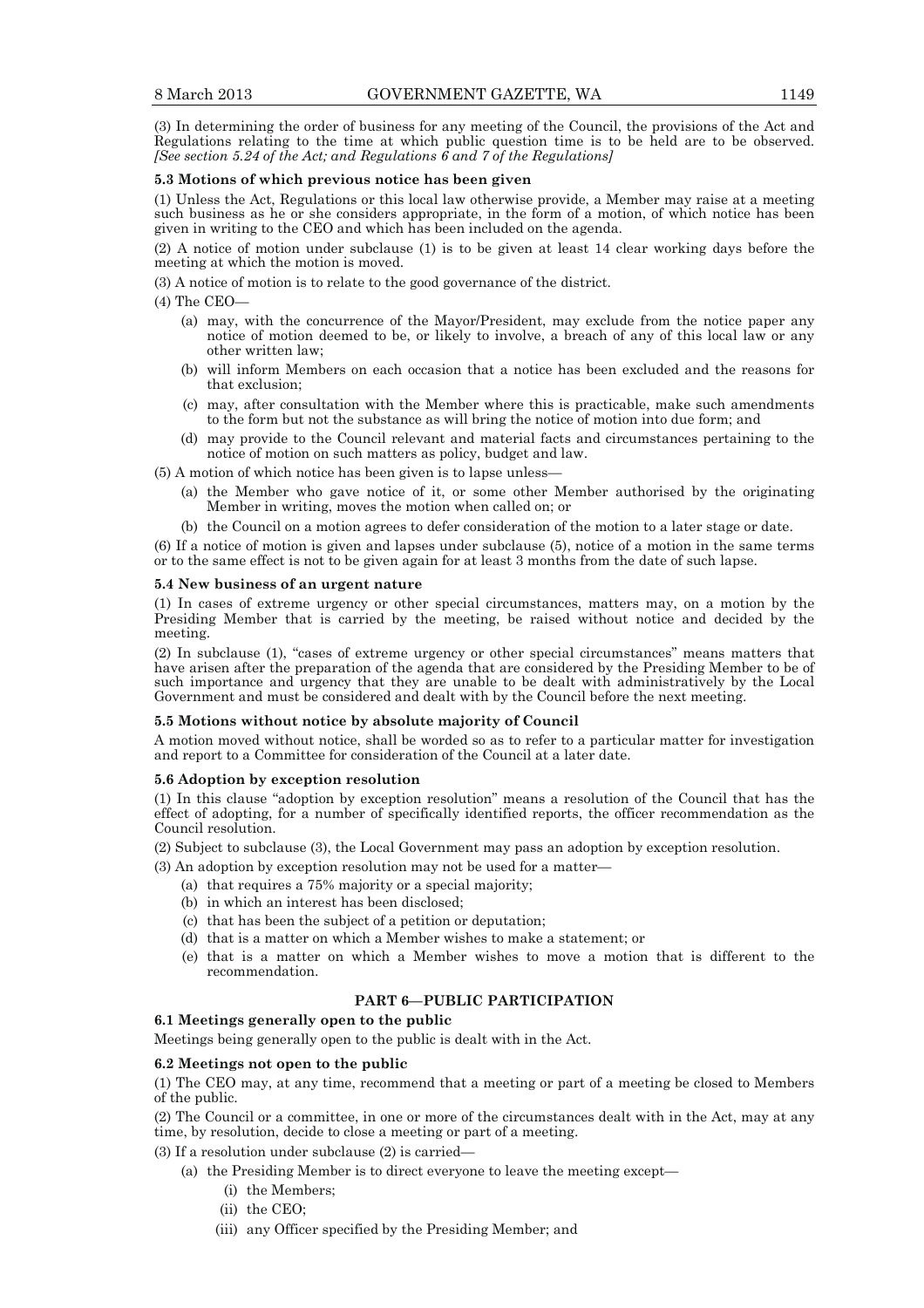(3) In determining the order of business for any meeting of the Council, the provisions of the Act and Regulations relating to the time at which public question time is to be held are to be observed. *[See section 5.24 of the Act; and Regulations 6 and 7 of the Regulations]*

**5.3 Motions of which previous notice has been given**

(1) Unless the Act, Regulations or this local law otherwise provide, a Member may raise at a meeting such business as he or she considers appropriate, in the form of a motion, of which notice has been given in writing to the CEO and which has been included on the agenda.

(2) A notice of motion under subclause (1) is to be given at least 14 clear working days before the meeting at which the motion is moved.

(3) A notice of motion is to relate to the good governance of the district.

(4) The CEO—

- (a) may, with the concurrence of the Mayor/President, may exclude from the notice paper any notice of motion deemed to be, or likely to involve, a breach of any of this local law or any other written law;
- (b) will inform Members on each occasion that a notice has been excluded and the reasons for that exclusion;
- (c) may, after consultation with the Member where this is practicable, make such amendments to the form but not the substance as will bring the notice of motion into due form; and
- (d) may provide to the Council relevant and material facts and circumstances pertaining to the notice of motion on such matters as policy, budget and law.

(5) A motion of which notice has been given is to lapse unless—

- (a) the Member who gave notice of it, or some other Member authorised by the originating Member in writing, moves the motion when called on; or
- (b) the Council on a motion agrees to defer consideration of the motion to a later stage or date.

(6) If a notice of motion is given and lapses under subclause (5), notice of a motion in the same terms or to the same effect is not to be given again for at least 3 months from the date of such lapse.

**5.4 New business of an urgent nature**

(1) In cases of extreme urgency or other special circumstances, matters may, on a motion by the Presiding Member that is carried by the meeting, be raised without notice and decided by the meeting.

(2) In subclause (1), "cases of extreme urgency or other special circumstances" means matters that have arisen after the preparation of the agenda that are considered by the Presiding Member to be of such importance and urgency that they are unable to be dealt with administratively by the Local Government and must be considered and dealt with by the Council before the next meeting.

**5.5 Motions without notice by absolute majority of Council**

A motion moved without notice, shall be worded so as to refer to a particular matter for investigation and report to a Committee for consideration of the Council at a later date.

**5.6 Adoption by exception resolution**

(1) In this clause "adoption by exception resolution" means a resolution of the Council that has the effect of adopting, for a number of specifically identified reports, the officer recommendation as the Council resolution.

(2) Subject to subclause (3), the Local Government may pass an adoption by exception resolution.

(3) An adoption by exception resolution may not be used for a matter—

- (a) that requires a 75% majority or a special majority;
- (b) in which an interest has been disclosed;
- (c) that has been the subject of a petition or deputation;
- (d) that is a matter on which a Member wishes to make a statement; or
- (e) that is a matter on which a Member wishes to move a motion that is different to the recommendation.

## PART 6—PUBLIC PARTICIPATION

**6.1 Meetings generally open to the public**

Meetings being generally open to the public is dealt with in the Act.

**6.2 Meetings not open to the public**

(1) The CEO may, at any time, recommend that a meeting or part of a meeting be closed to Members of the public.

(2) The Council or a committee, in one or more of the circumstances dealt with in the Act, may at any time, by resolution, decide to close a meeting or part of a meeting.

(3) If a resolution under subclause (2) is carried—

- (a) the Presiding Member is to direct everyone to leave the meeting except—
  - (i) the Members;
  - (ii) the CEO;
  - (iii) any Officer specified by the Presiding Member; and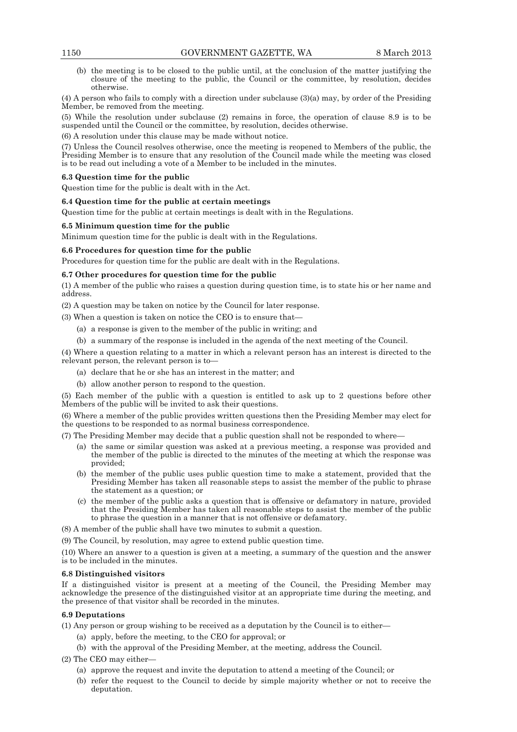(b) the meeting is to be closed to the public until, at the conclusion of the matter justifying the closure of the meeting to the public, the Council or the committee, by resolution, decides otherwise.

(4) A person who fails to comply with a direction under subclause (3)(a) may, by order of the Presiding Member, be removed from the meeting.

(5) While the resolution under subclause (2) remains in force, the operation of clause 8.9 is to be suspended until the Council or the committee, by resolution, decides otherwise.

(6) A resolution under this clause may be made without notice.

(7) Unless the Council resolves otherwise, once the meeting is reopened to Members of the public, the Presiding Member is to ensure that any resolution of the Council made while the meeting was closed is to be read out including a vote of a Member to be included in the minutes.

**6.3 Question time for the public**

Question time for the public is dealt with in the Act.

**6.4 Question time for the public at certain meetings**

Question time for the public at certain meetings is dealt with in the Regulations.

**6.5 Minimum question time for the public**

Minimum question time for the public is dealt with in the Regulations.

**6.6 Procedures for question time for the public**

Procedures for question time for the public are dealt with in the Regulations.

**6.7 Other procedures for question time for the public**

(1) A member of the public who raises a question during question time, is to state his or her name and address.

(2) A question may be taken on notice by the Council for later response.

(3) When a question is taken on notice the CEO is to ensure that—

(a) a response is given to the member of the public in writing; and

(b) a summary of the response is included in the agenda of the next meeting of the Council.

(4) Where a question relating to a matter in which a relevant person has an interest is directed to the relevant person, the relevant person is to—

(a) declare that he or she has an interest in the matter; and

(b) allow another person to respond to the question.

(5) Each member of the public with a question is entitled to ask up to 2 questions before other Members of the public will be invited to ask their questions.

(6) Where a member of the public provides written questions then the Presiding Member may elect for the questions to be responded to as normal business correspondence.

(7) The Presiding Member may decide that a public question shall not be responded to where—

(a) the same or similar question was asked at a previous meeting, a response was provided and the member of the public is directed to the minutes of the meeting at which the response was provided;

(b) the member of the public uses public question time to make a statement, provided that the Presiding Member has taken all reasonable steps to assist the member of the public to phrase the statement as a question; or

(c) the member of the public asks a question that is offensive or defamatory in nature, provided that the Presiding Member has taken all reasonable steps to assist the member of the public to phrase the question in a manner that is not offensive or defamatory.

(8) A member of the public shall have two minutes to submit a question.

(9) The Council, by resolution, may agree to extend public question time.

(10) Where an answer to a question is given at a meeting, a summary of the question and the answer is to be included in the minutes.

**6.8 Distinguished visitors**

If a distinguished visitor is present at a meeting of the Council, the Presiding Member may acknowledge the presence of the distinguished visitor at an appropriate time during the meeting, and the presence of that visitor shall be recorded in the minutes.

**6.9 Deputations**

(1) Any person or group wishing to be received as a deputation by the Council is to either—

(a) apply, before the meeting, to the CEO for approval; or

(b) with the approval of the Presiding Member, at the meeting, address the Council.

(2) The CEO may either—

(a) approve the request and invite the deputation to attend a meeting of the Council; or

(b) refer the request to the Council to decide by simple majority whether or not to receive the deputation.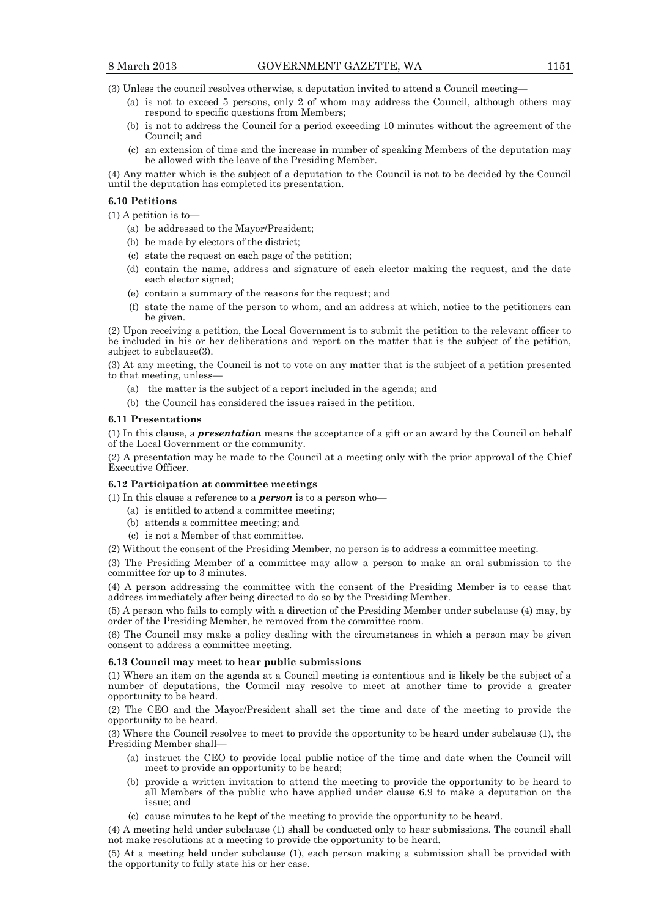(3) Unless the council resolves otherwise, a deputation invited to attend a Council meeting—

- (a) is not to exceed 5 persons, only 2 of whom may address the Council, although others may respond to specific questions from Members;
- (b) is not to address the Council for a period exceeding 10 minutes without the agreement of the Council; and
- (c) an extension of time and the increase in number of speaking Members of the deputation may be allowed with the leave of the Presiding Member.

(4) Any matter which is the subject of a deputation to the Council is not to be decided by the Council until the deputation has completed its presentation.

### 6.10 Petitions

(1) A petition is to—

- (a) be addressed to the Mayor/President;
- (b) be made by electors of the district;
- (c) state the request on each page of the petition;
- (d) contain the name, address and signature of each elector making the request, and the date each elector signed;
- (e) contain a summary of the reasons for the request; and
- (f) state the name of the person to whom, and an address at which, notice to the petitioners can be given.

(2) Upon receiving a petition, the Local Government is to submit the petition to the relevant officer to be included in his or her deliberations and report on the matter that is the subject of the petition, subject to subclause(3).

(3) At any meeting, the Council is not to vote on any matter that is the subject of a petition presented to that meeting, unless—

- (a) the matter is the subject of a report included in the agenda; and
- (b) the Council has considered the issues raised in the petition.

### 6.11 Presentations

(1) In this clause, a ***presentation*** means the acceptance of a gift or an award by the Council on behalf of the Local Government or the community.

(2) A presentation may be made to the Council at a meeting only with the prior approval of the Chief Executive Officer.

### 6.12 Participation at committee meetings

(1) In this clause a reference to a ***person*** is to a person who—

- (a) is entitled to attend a committee meeting;
- (b) attends a committee meeting; and
- (c) is not a Member of that committee.

(2) Without the consent of the Presiding Member, no person is to address a committee meeting.

(3) The Presiding Member of a committee may allow a person to make an oral submission to the committee for up to 3 minutes.

(4) A person addressing the committee with the consent of the Presiding Member is to cease that address immediately after being directed to do so by the Presiding Member.

(5) A person who fails to comply with a direction of the Presiding Member under subclause (4) may, by order of the Presiding Member, be removed from the committee room.

(6) The Council may make a policy dealing with the circumstances in which a person may be given consent to address a committee meeting.

### 6.13 Council may meet to hear public submissions

(1) Where an item on the agenda at a Council meeting is contentious and is likely be the subject of a number of deputations, the Council may resolve to meet at another time to provide a greater opportunity to be heard.

(2) The CEO and the Mayor/President shall set the time and date of the meeting to provide the opportunity to be heard.

(3) Where the Council resolves to meet to provide the opportunity to be heard under subclause (1), the Presiding Member shall—

- (a) instruct the CEO to provide local public notice of the time and date when the Council will meet to provide an opportunity to be heard;
- (b) provide a written invitation to attend the meeting to provide the opportunity to be heard to all Members of the public who have applied under clause 6.9 to make a deputation on the issue; and
- (c) cause minutes to be kept of the meeting to provide the opportunity to be heard.

(4) A meeting held under subclause (1) shall be conducted only to hear submissions. The council shall not make resolutions at a meeting to provide the opportunity to be heard.

(5) At a meeting held under subclause (1), each person making a submission shall be provided with the opportunity to fully state his or her case.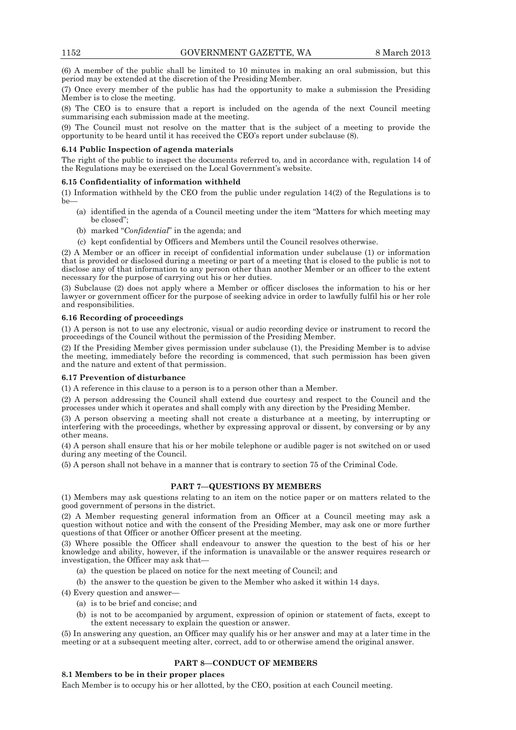(6) A member of the public shall be limited to 10 minutes in making an oral submission, but this period may be extended at the discretion of the Presiding Member.

(7) Once every member of the public has had the opportunity to make a submission the Presiding Member is to close the meeting.

(8) The CEO is to ensure that a report is included on the agenda of the next Council meeting summarising each submission made at the meeting.

(9) The Council must not resolve on the matter that is the subject of a meeting to provide the opportunity to be heard until it has received the CEO's report under subclause (8).

**6.14 Public Inspection of agenda materials**

The right of the public to inspect the documents referred to, and in accordance with, regulation 14 of the Regulations may be exercised on the Local Government's website.

**6.15 Confidentiality of information withheld**

(1) Information withheld by the CEO from the public under regulation 14(2) of the Regulations is to be—

- (a) identified in the agenda of a Council meeting under the item "Matters for which meeting may be closed";
- (b) marked "*Confidential*" in the agenda; and
- (c) kept confidential by Officers and Members until the Council resolves otherwise.

(2) A Member or an officer in receipt of confidential information under subclause (1) or information that is provided or disclosed during a meeting or part of a meeting that is closed to the public is not to disclose any of that information to any person other than another Member or an officer to the extent necessary for the purpose of carrying out his or her duties.

(3) Subclause (2) does not apply where a Member or officer discloses the information to his or her lawyer or government officer for the purpose of seeking advice in order to lawfully fulfil his or her role and responsibilities.

**6.16 Recording of proceedings**

(1) A person is not to use any electronic, visual or audio recording device or instrument to record the proceedings of the Council without the permission of the Presiding Member.

(2) If the Presiding Member gives permission under subclause (1), the Presiding Member is to advise the meeting, immediately before the recording is commenced, that such permission has been given and the nature and extent of that permission.

**6.17 Prevention of disturbance**

(1) A reference in this clause to a person is to a person other than a Member.

(2) A person addressing the Council shall extend due courtesy and respect to the Council and the processes under which it operates and shall comply with any direction by the Presiding Member.

(3) A person observing a meeting shall not create a disturbance at a meeting, by interrupting or interfering with the proceedings, whether by expressing approval or dissent, by conversing or by any other means.

(4) A person shall ensure that his or her mobile telephone or audible pager is not switched on or used during any meeting of the Council.

(5) A person shall not behave in a manner that is contrary to section 75 of the Criminal Code.

## PART 7—QUESTIONS BY MEMBERS

(1) Members may ask questions relating to an item on the notice paper or on matters related to the good government of persons in the district.

(2) A Member requesting general information from an Officer at a Council meeting may ask a question without notice and with the consent of the Presiding Member, may ask one or more further questions of that Officer or another Officer present at the meeting.

(3) Where possible the Officer shall endeavour to answer the question to the best of his or her knowledge and ability, however, if the information is unavailable or the answer requires research or investigation, the Officer may ask that—

- (a) the question be placed on notice for the next meeting of Council; and
- (b) the answer to the question be given to the Member who asked it within 14 days.

(4) Every question and answer—

- (a) is to be brief and concise; and
- (b) is not to be accompanied by argument, expression of opinion or statement of facts, except to the extent necessary to explain the question or answer.

(5) In answering any question, an Officer may qualify his or her answer and may at a later time in the meeting or at a subsequent meeting alter, correct, add to or otherwise amend the original answer.

## PART 8—CONDUCT OF MEMBERS

**8.1 Members to be in their proper places**

Each Member is to occupy his or her allotted, by the CEO, position at each Council meeting.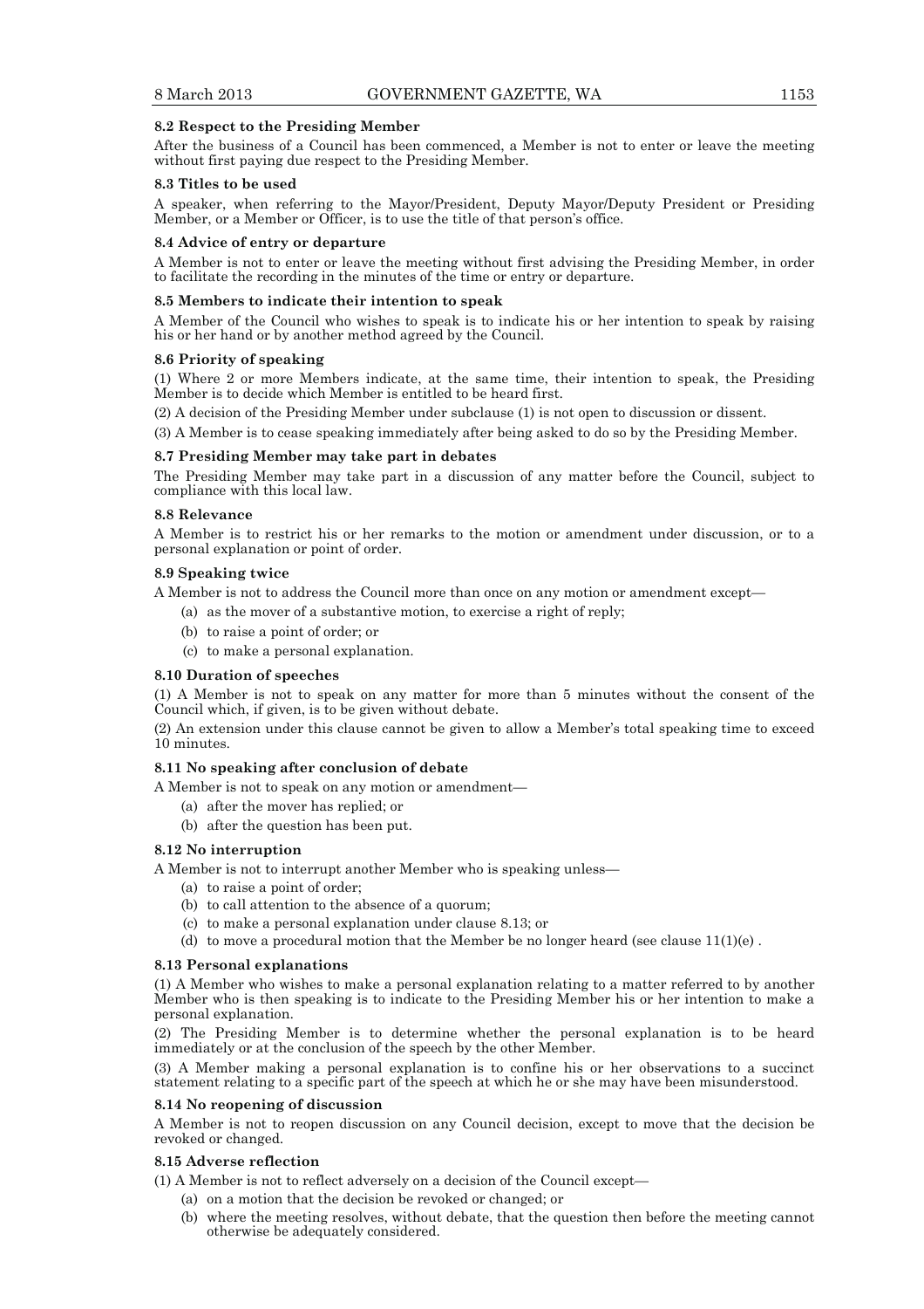**8.2 Respect to the Presiding Member**

After the business of a Council has been commenced, a Member is not to enter or leave the meeting without first paying due respect to the Presiding Member.

**8.3 Titles to be used**

A speaker, when referring to the Mayor/President, Deputy Mayor/Deputy President or Presiding Member, or a Member or Officer, is to use the title of that person's office.

**8.4 Advice of entry or departure**

A Member is not to enter or leave the meeting without first advising the Presiding Member, in order to facilitate the recording in the minutes of the time or entry or departure.

**8.5 Members to indicate their intention to speak**

A Member of the Council who wishes to speak is to indicate his or her intention to speak by raising his or her hand or by another method agreed by the Council.

**8.6 Priority of speaking**

(1) Where 2 or more Members indicate, at the same time, their intention to speak, the Presiding Member is to decide which Member is entitled to be heard first.

(2) A decision of the Presiding Member under subclause (1) is not open to discussion or dissent.

(3) A Member is to cease speaking immediately after being asked to do so by the Presiding Member.

**8.7 Presiding Member may take part in debates**

The Presiding Member may take part in a discussion of any matter before the Council, subject to compliance with this local law.

**8.8 Relevance**

A Member is to restrict his or her remarks to the motion or amendment under discussion, or to a personal explanation or point of order.

**8.9 Speaking twice**

A Member is not to address the Council more than once on any motion or amendment except—

(a) as the mover of a substantive motion, to exercise a right of reply;

(b) to raise a point of order; or

(c) to make a personal explanation.

**8.10 Duration of speeches**

(1) A Member is not to speak on any matter for more than 5 minutes without the consent of the Council which, if given, is to be given without debate.

(2) An extension under this clause cannot be given to allow a Member's total speaking time to exceed 10 minutes.

**8.11 No speaking after conclusion of debate**

A Member is not to speak on any motion or amendment—

(a) after the mover has replied; or

(b) after the question has been put.

**8.12 No interruption**

A Member is not to interrupt another Member who is speaking unless—

(a) to raise a point of order;

(b) to call attention to the absence of a quorum;

(c) to make a personal explanation under clause 8.13; or

(d) to move a procedural motion that the Member be no longer heard (see clause 11(1)(e) .

**8.13 Personal explanations**

(1) A Member who wishes to make a personal explanation relating to a matter referred to by another Member who is then speaking is to indicate to the Presiding Member his or her intention to make a personal explanation.

(2) The Presiding Member is to determine whether the personal explanation is to be heard immediately or at the conclusion of the speech by the other Member.

(3) A Member making a personal explanation is to confine his or her observations to a succinct statement relating to a specific part of the speech at which he or she may have been misunderstood.

**8.14 No reopening of discussion**

A Member is not to reopen discussion on any Council decision, except to move that the decision be revoked or changed.

**8.15 Adverse reflection**

(1) A Member is not to reflect adversely on a decision of the Council except—

(a) on a motion that the decision be revoked or changed; or

(b) where the meeting resolves, without debate, that the question then before the meeting cannot otherwise be adequately considered.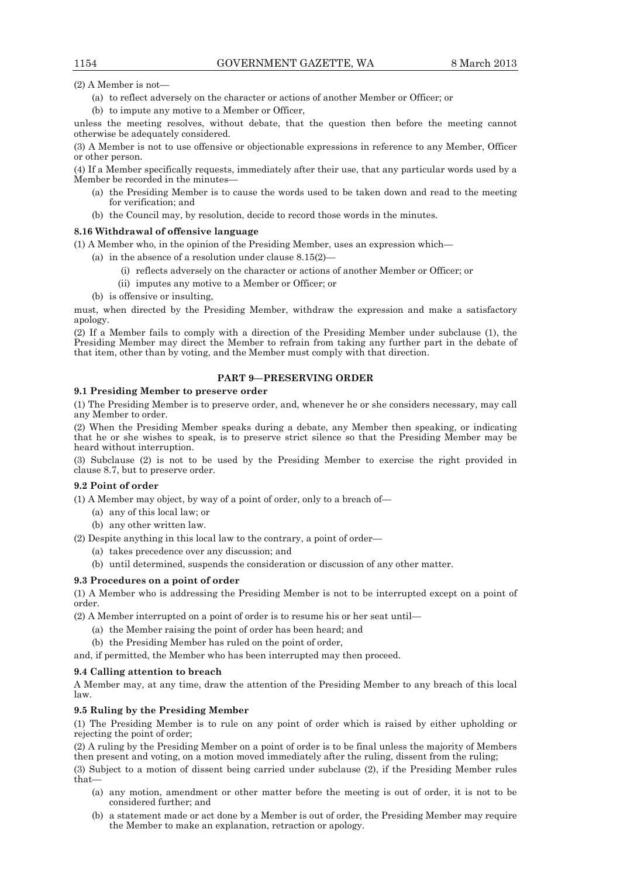(2) A Member is not—

(a) to reflect adversely on the character or actions of another Member or Officer; or

(b) to impute any motive to a Member or Officer,

unless the meeting resolves, without debate, that the question then before the meeting cannot otherwise be adequately considered.

(3) A Member is not to use offensive or objectionable expressions in reference to any Member, Officer or other person.

(4) If a Member specifically requests, immediately after their use, that any particular words used by a Member be recorded in the minutes—

(a) the Presiding Member is to cause the words used to be taken down and read to the meeting for verification; and

(b) the Council may, by resolution, decide to record those words in the minutes.

**8.16 Withdrawal of offensive language**

(1) A Member who, in the opinion of the Presiding Member, uses an expression which—

(a) in the absence of a resolution under clause 8.15(2)—

(i) reflects adversely on the character or actions of another Member or Officer; or

(ii) imputes any motive to a Member or Officer; or

(b) is offensive or insulting,

must, when directed by the Presiding Member, withdraw the expression and make a satisfactory apology.

(2) If a Member fails to comply with a direction of the Presiding Member under subclause (1), the Presiding Member may direct the Member to refrain from taking any further part in the debate of that item, other than by voting, and the Member must comply with that direction.

## PART 9—PRESERVING ORDER

**9.1 Presiding Member to preserve order**

(1) The Presiding Member is to preserve order, and, whenever he or she considers necessary, may call any Member to order.

(2) When the Presiding Member speaks during a debate, any Member then speaking, or indicating that he or she wishes to speak, is to preserve strict silence so that the Presiding Member may be heard without interruption.

(3) Subclause (2) is not to be used by the Presiding Member to exercise the right provided in clause 8.7, but to preserve order.

**9.2 Point of order**

(1) A Member may object, by way of a point of order, only to a breach of—

(a) any of this local law; or

(b) any other written law.

(2) Despite anything in this local law to the contrary, a point of order—

(a) takes precedence over any discussion; and

(b) until determined, suspends the consideration or discussion of any other matter.

**9.3 Procedures on a point of order**

(1) A Member who is addressing the Presiding Member is not to be interrupted except on a point of order.

(2) A Member interrupted on a point of order is to resume his or her seat until—

(a) the Member raising the point of order has been heard; and

(b) the Presiding Member has ruled on the point of order,

and, if permitted, the Member who has been interrupted may then proceed.

**9.4 Calling attention to breach**

A Member may, at any time, draw the attention of the Presiding Member to any breach of this local law.

**9.5 Ruling by the Presiding Member**

(1) The Presiding Member is to rule on any point of order which is raised by either upholding or rejecting the point of order;

(2) A ruling by the Presiding Member on a point of order is to be final unless the majority of Members then present and voting, on a motion moved immediately after the ruling, dissent from the ruling;

(3) Subject to a motion of dissent being carried under subclause (2), if the Presiding Member rules that—

(a) any motion, amendment or other matter before the meeting is out of order, it is not to be considered further; and

(b) a statement made or act done by a Member is out of order, the Presiding Member may require the Member to make an explanation, retraction or apology.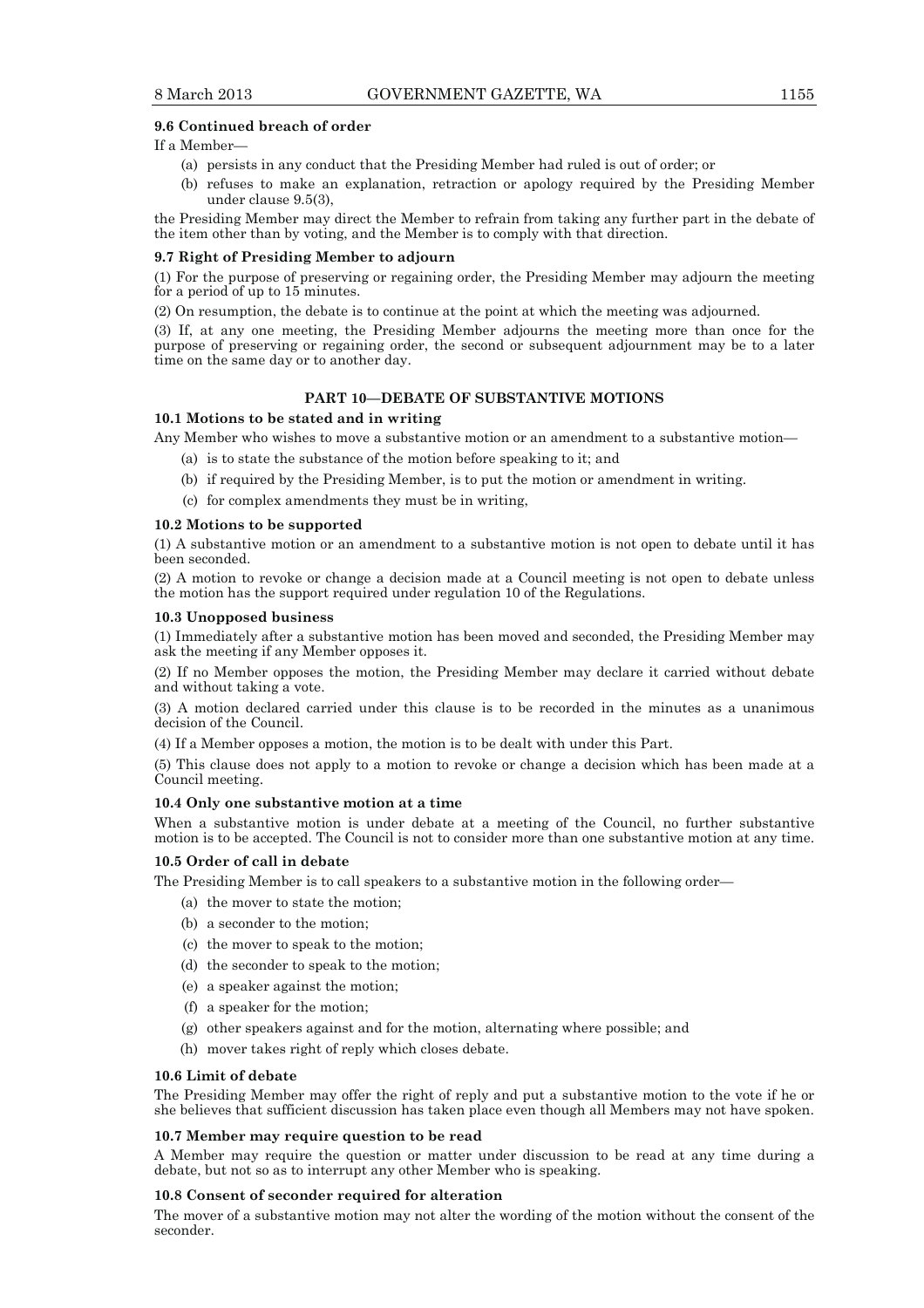**9.6 Continued breach of order**

If a Member—

- (a) persists in any conduct that the Presiding Member had ruled is out of order; or
- (b) refuses to make an explanation, retraction or apology required by the Presiding Member under clause 9.5(3),

the Presiding Member may direct the Member to refrain from taking any further part in the debate of the item other than by voting, and the Member is to comply with that direction.

**9.7 Right of Presiding Member to adjourn**

(1) For the purpose of preserving or regaining order, the Presiding Member may adjourn the meeting for a period of up to 15 minutes.

(2) On resumption, the debate is to continue at the point at which the meeting was adjourned.

(3) If, at any one meeting, the Presiding Member adjourns the meeting more than once for the purpose of preserving or regaining order, the second or subsequent adjournment may be to a later time on the same day or to another day.

## PART 10—DEBATE OF SUBSTANTIVE MOTIONS

**10.1 Motions to be stated and in writing**

Any Member who wishes to move a substantive motion or an amendment to a substantive motion—

- (a) is to state the substance of the motion before speaking to it; and
- (b) if required by the Presiding Member, is to put the motion or amendment in writing.
- (c) for complex amendments they must be in writing,

**10.2 Motions to be supported**

(1) A substantive motion or an amendment to a substantive motion is not open to debate until it has been seconded.

(2) A motion to revoke or change a decision made at a Council meeting is not open to debate unless the motion has the support required under regulation 10 of the Regulations.

**10.3 Unopposed business**

(1) Immediately after a substantive motion has been moved and seconded, the Presiding Member may ask the meeting if any Member opposes it.

(2) If no Member opposes the motion, the Presiding Member may declare it carried without debate and without taking a vote.

(3) A motion declared carried under this clause is to be recorded in the minutes as a unanimous decision of the Council.

(4) If a Member opposes a motion, the motion is to be dealt with under this Part.

(5) This clause does not apply to a motion to revoke or change a decision which has been made at a Council meeting.

**10.4 Only one substantive motion at a time**

When a substantive motion is under debate at a meeting of the Council, no further substantive motion is to be accepted. The Council is not to consider more than one substantive motion at any time.

**10.5 Order of call in debate**

The Presiding Member is to call speakers to a substantive motion in the following order—

- (a) the mover to state the motion;
- (b) a seconder to the motion;
- (c) the mover to speak to the motion;
- (d) the seconder to speak to the motion;
- (e) a speaker against the motion;
- (f) a speaker for the motion;
- (g) other speakers against and for the motion, alternating where possible; and
- (h) mover takes right of reply which closes debate.

**10.6 Limit of debate**

The Presiding Member may offer the right of reply and put a substantive motion to the vote if he or she believes that sufficient discussion has taken place even though all Members may not have spoken.

**10.7 Member may require question to be read**

A Member may require the question or matter under discussion to be read at any time during a debate, but not so as to interrupt any other Member who is speaking.

**10.8 Consent of seconder required for alteration**

The mover of a substantive motion may not alter the wording of the motion without the consent of the seconder.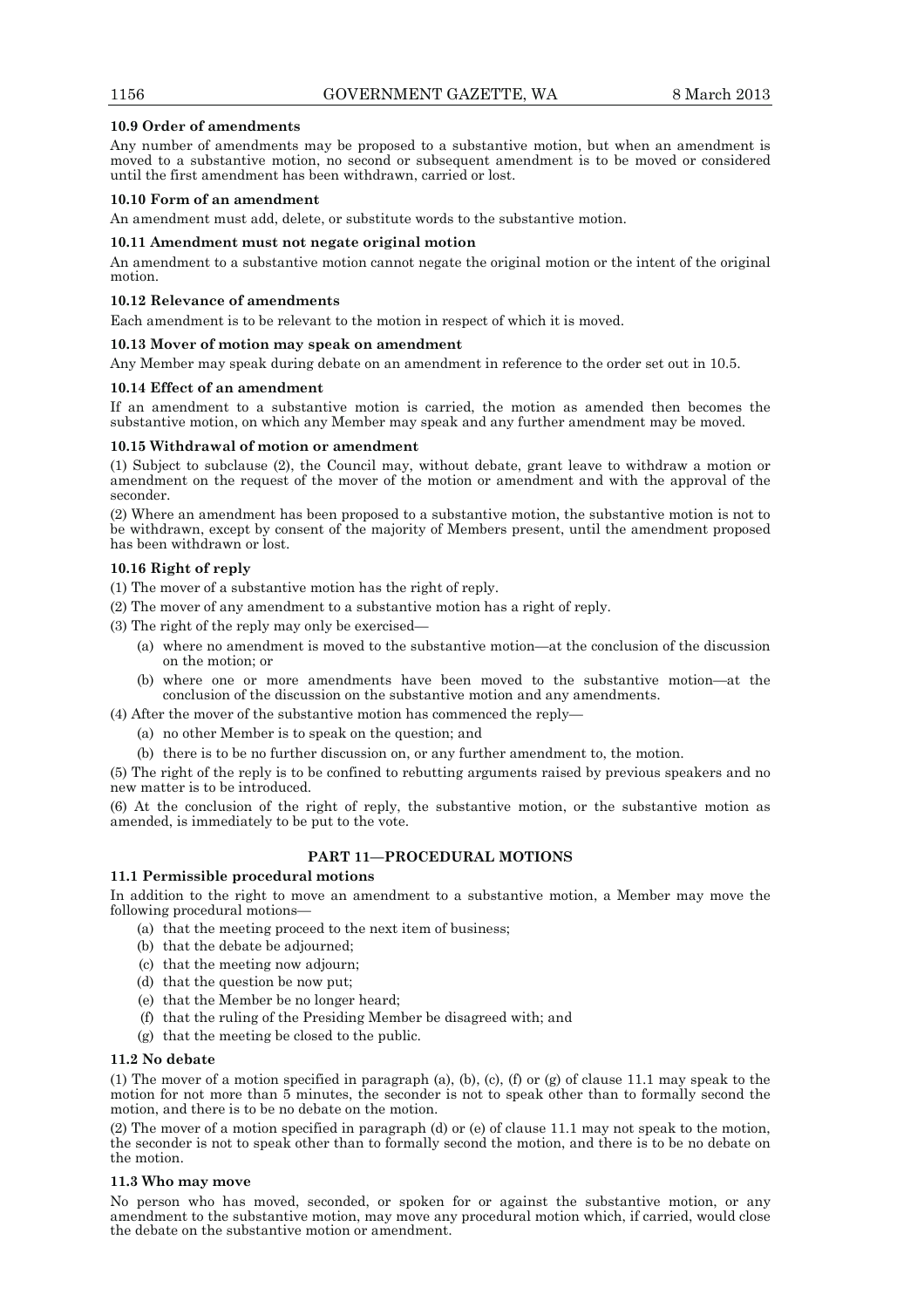#### 10.9 Order of amendments

Any number of amendments may be proposed to a substantive motion, but when an amendment is moved to a substantive motion, no second or subsequent amendment is to be moved or considered until the first amendment has been withdrawn, carried or lost.

#### 10.10 Form of an amendment

An amendment must add, delete, or substitute words to the substantive motion.

#### 10.11 Amendment must not negate original motion

An amendment to a substantive motion cannot negate the original motion or the intent of the original motion.

#### 10.12 Relevance of amendments

Each amendment is to be relevant to the motion in respect of which it is moved.

#### 10.13 Mover of motion may speak on amendment

Any Member may speak during debate on an amendment in reference to the order set out in 10.5.

#### 10.14 Effect of an amendment

If an amendment to a substantive motion is carried, the motion as amended then becomes the substantive motion, on which any Member may speak and any further amendment may be moved.

#### 10.15 Withdrawal of motion or amendment

(1) Subject to subclause (2), the Council may, without debate, grant leave to withdraw a motion or amendment on the request of the mover of the motion or amendment and with the approval of the seconder.

(2) Where an amendment has been proposed to a substantive motion, the substantive motion is not to be withdrawn, except by consent of the majority of Members present, until the amendment proposed has been withdrawn or lost.

#### 10.16 Right of reply

(1) The mover of a substantive motion has the right of reply.

(2) The mover of any amendment to a substantive motion has a right of reply.

(3) The right of the reply may only be exercised—

- (a) where no amendment is moved to the substantive motion—at the conclusion of the discussion on the motion; or
- (b) where one or more amendments have been moved to the substantive motion—at the conclusion of the discussion on the substantive motion and any amendments.

(4) After the mover of the substantive motion has commenced the reply—

- (a) no other Member is to speak on the question; and
- (b) there is to be no further discussion on, or any further amendment to, the motion.

(5) The right of the reply is to be confined to rebutting arguments raised by previous speakers and no new matter is to be introduced.

(6) At the conclusion of the right of reply, the substantive motion, or the substantive motion as amended, is immediately to be put to the vote.

### PART 11—PROCEDURAL MOTIONS

#### 11.1 Permissible procedural motions

In addition to the right to move an amendment to a substantive motion, a Member may move the following procedural motions—

- (a) that the meeting proceed to the next item of business;
- (b) that the debate be adjourned;
- (c) that the meeting now adjourn;
- (d) that the question be now put;
- (e) that the Member be no longer heard;
- (f) that the ruling of the Presiding Member be disagreed with; and
- (g) that the meeting be closed to the public.

#### 11.2 No debate

(1) The mover of a motion specified in paragraph (a), (b), (c), (f) or (g) of clause 11.1 may speak to the motion for not more than 5 minutes, the seconder is not to speak other than to formally second the motion, and there is to be no debate on the motion.

(2) The mover of a motion specified in paragraph (d) or (e) of clause 11.1 may not speak to the motion, the seconder is not to speak other than to formally second the motion, and there is to be no debate on the motion.

#### 11.3 Who may move

No person who has moved, seconded, or spoken for or against the substantive motion, or any amendment to the substantive motion, may move any procedural motion which, if carried, would close the debate on the substantive motion or amendment.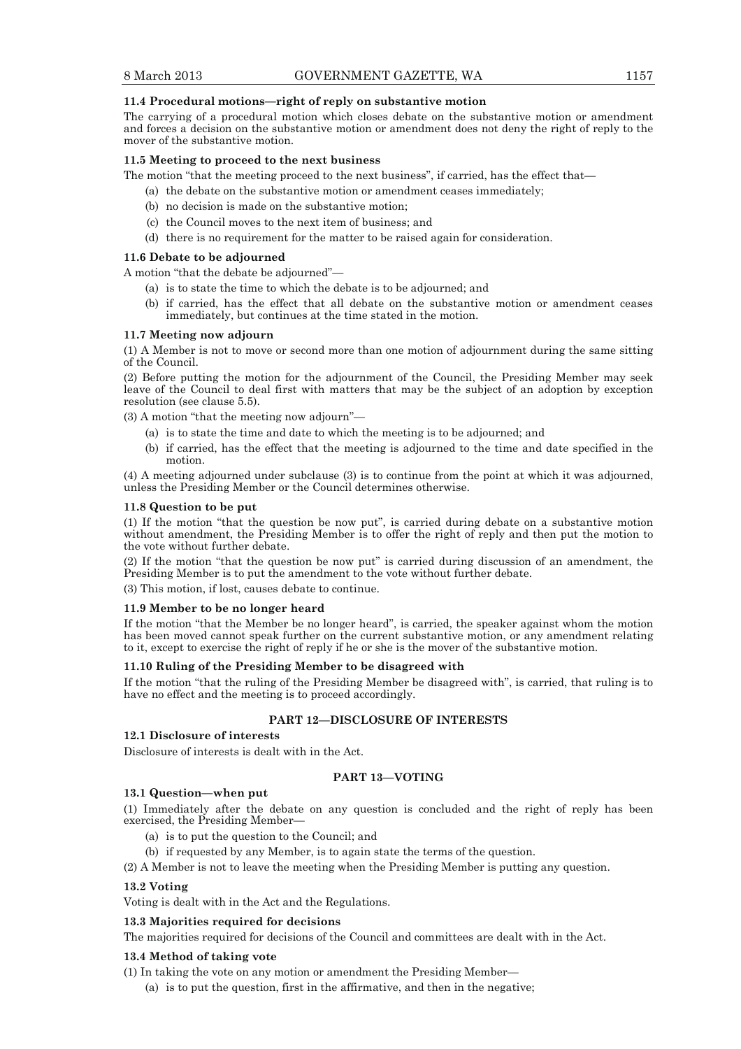#### 11.4 Procedural motions—right of reply on substantive motion

The carrying of a procedural motion which closes debate on the substantive motion or amendment and forces a decision on the substantive motion or amendment does not deny the right of reply to the mover of the substantive motion.

#### 11.5 Meeting to proceed to the next business

The motion "that the meeting proceed to the next business", if carried, has the effect that—

(a) the debate on the substantive motion or amendment ceases immediately;

(b) no decision is made on the substantive motion;

(c) the Council moves to the next item of business; and

(d) there is no requirement for the matter to be raised again for consideration.

#### 11.6 Debate to be adjourned

A motion "that the debate be adjourned"—

(a) is to state the time to which the debate is to be adjourned; and

(b) if carried, has the effect that all debate on the substantive motion or amendment ceases immediately, but continues at the time stated in the motion.

#### 11.7 Meeting now adjourn

(1) A Member is not to move or second more than one motion of adjournment during the same sitting of the Council.

(2) Before putting the motion for the adjournment of the Council, the Presiding Member may seek leave of the Council to deal first with matters that may be the subject of an adoption by exception resolution (see clause 5.5).

(3) A motion "that the meeting now adjourn"—

(a) is to state the time and date to which the meeting is to be adjourned; and

(b) if carried, has the effect that the meeting is adjourned to the time and date specified in the motion.

(4) A meeting adjourned under subclause (3) is to continue from the point at which it was adjourned, unless the Presiding Member or the Council determines otherwise.

#### 11.8 Question to be put

(1) If the motion "that the question be now put", is carried during debate on a substantive motion without amendment, the Presiding Member is to offer the right of reply and then put the motion to the vote without further debate.

(2) If the motion "that the question be now put" is carried during discussion of an amendment, the Presiding Member is to put the amendment to the vote without further debate.

(3) This motion, if lost, causes debate to continue.

#### 11.9 Member to be no longer heard

If the motion "that the Member be no longer heard", is carried, the speaker against whom the motion has been moved cannot speak further on the current substantive motion, or any amendment relating to it, except to exercise the right of reply if he or she is the mover of the substantive motion.

#### 11.10 Ruling of the Presiding Member to be disagreed with

If the motion "that the ruling of the Presiding Member be disagreed with", is carried, that ruling is to have no effect and the meeting is to proceed accordingly.

### PART 12—DISCLOSURE OF INTERESTS

#### 12.1 Disclosure of interests

Disclosure of interests is dealt with in the Act.

### PART 13—VOTING

#### 13.1 Question—when put

(1) Immediately after the debate on any question is concluded and the right of reply has been exercised, the Presiding Member—

(a) is to put the question to the Council; and

(b) if requested by any Member, is to again state the terms of the question.

(2) A Member is not to leave the meeting when the Presiding Member is putting any question.

#### 13.2 Voting

Voting is dealt with in the Act and the Regulations.

#### 13.3 Majorities required for decisions

The majorities required for decisions of the Council and committees are dealt with in the Act.

#### 13.4 Method of taking vote

(1) In taking the vote on any motion or amendment the Presiding Member—

(a) is to put the question, first in the affirmative, and then in the negative;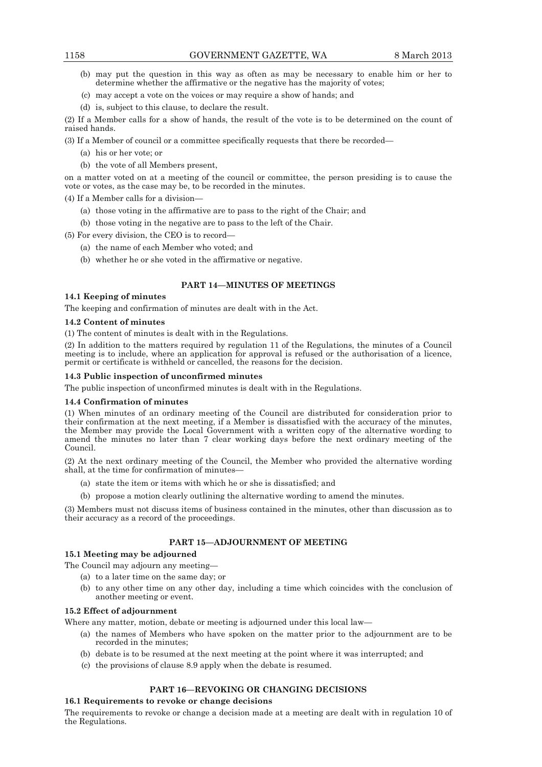(b) may put the question in this way as often as may be necessary to enable him or her to determine whether the affirmative or the negative has the majority of votes;

(c) may accept a vote on the voices or may require a show of hands; and

(d) is, subject to this clause, to declare the result.

(2) If a Member calls for a show of hands, the result of the vote is to be determined on the count of raised hands.

(3) If a Member of council or a committee specifically requests that there be recorded—

(a) his or her vote; or

(b) the vote of all Members present,

on a matter voted on at a meeting of the council or committee, the person presiding is to cause the vote or votes, as the case may be, to be recorded in the minutes.

(4) If a Member calls for a division—

(a) those voting in the affirmative are to pass to the right of the Chair; and

(b) those voting in the negative are to pass to the left of the Chair.

(5) For every division, the CEO is to record—

(a) the name of each Member who voted; and

(b) whether he or she voted in the affirmative or negative.

## PART 14—MINUTES OF MEETINGS

### 14.1 Keeping of minutes

The keeping and confirmation of minutes are dealt with in the Act.

### 14.2 Content of minutes

(1) The content of minutes is dealt with in the Regulations.

(2) In addition to the matters required by regulation 11 of the Regulations, the minutes of a Council meeting is to include, where an application for approval is refused or the authorisation of a licence, permit or certificate is withheld or cancelled, the reasons for the decision.

### 14.3 Public inspection of unconfirmed minutes

The public inspection of unconfirmed minutes is dealt with in the Regulations.

### 14.4 Confirmation of minutes

(1) When minutes of an ordinary meeting of the Council are distributed for consideration prior to their confirmation at the next meeting, if a Member is dissatisfied with the accuracy of the minutes, the Member may provide the Local Government with a written copy of the alternative wording to amend the minutes no later than 7 clear working days before the next ordinary meeting of the Council.

(2) At the next ordinary meeting of the Council, the Member who provided the alternative wording shall, at the time for confirmation of minutes—

(a) state the item or items with which he or she is dissatisfied; and

(b) propose a motion clearly outlining the alternative wording to amend the minutes.

(3) Members must not discuss items of business contained in the minutes, other than discussion as to their accuracy as a record of the proceedings.

## PART 15—ADJOURNMENT OF MEETING

### 15.1 Meeting may be adjourned

The Council may adjourn any meeting—

(a) to a later time on the same day; or

(b) to any other time on any other day, including a time which coincides with the conclusion of another meeting or event.

### 15.2 Effect of adjournment

Where any matter, motion, debate or meeting is adjourned under this local law—

(a) the names of Members who have spoken on the matter prior to the adjournment are to be recorded in the minutes;

(b) debate is to be resumed at the next meeting at the point where it was interrupted; and

(c) the provisions of clause 8.9 apply when the debate is resumed.

## PART 16—REVOKING OR CHANGING DECISIONS

### 16.1 Requirements to revoke or change decisions

The requirements to revoke or change a decision made at a meeting are dealt with in regulation 10 of the Regulations.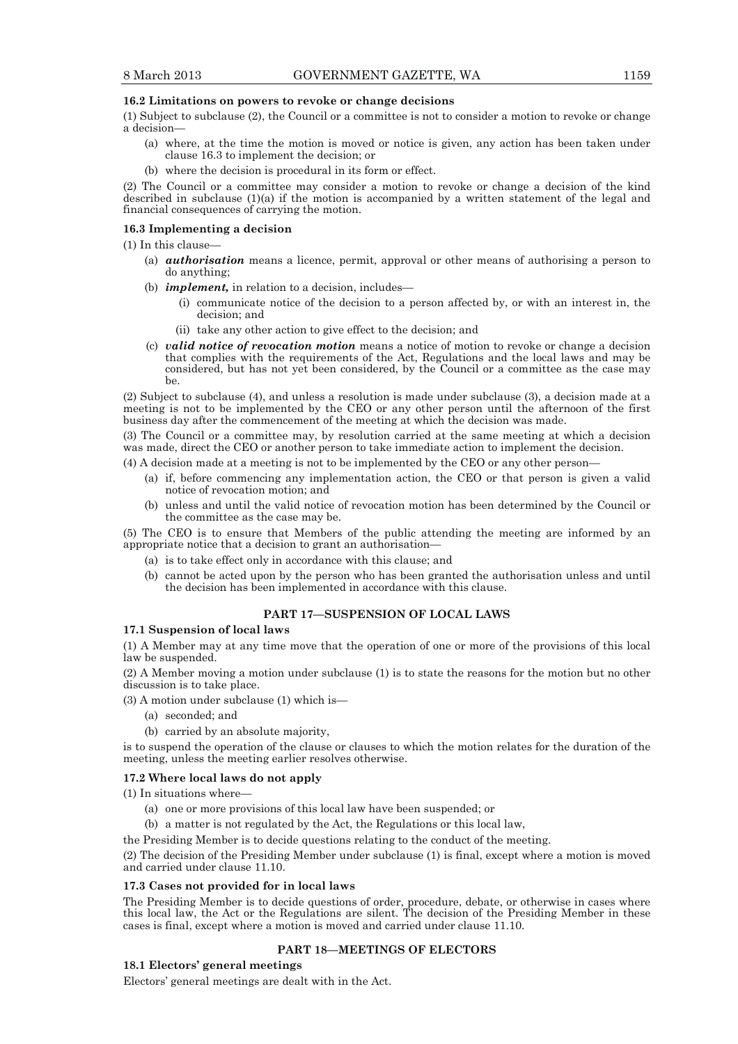**16.2 Limitations on powers to revoke or change decisions**

(1) Subject to subclause (2), the Council or a committee is not to consider a motion to revoke or change a decision—

- (a) where, at the time the motion is moved or notice is given, any action has been taken under clause 16.3 to implement the decision; or
- (b) where the decision is procedural in its form or effect.

(2) The Council or a committee may consider a motion to revoke or change a decision of the kind described in subclause (1)(a) if the motion is accompanied by a written statement of the legal and financial consequences of carrying the motion.

**16.3 Implementing a decision**

(1) In this clause—

- (a) ***authorisation*** means a licence, permit, approval or other means of authorising a person to do anything;
- (b) ***implement,*** in relation to a decision, includes—
  - (i) communicate notice of the decision to a person affected by, or with an interest in, the decision; and
  - (ii) take any other action to give effect to the decision; and
- (c) ***valid notice of revocation motion*** means a notice of motion to revoke or change a decision that complies with the requirements of the Act, Regulations and the local laws and may be considered, but has not yet been considered, by the Council or a committee as the case may be.

(2) Subject to subclause (4), and unless a resolution is made under subclause (3), a decision made at a meeting is not to be implemented by the CEO or any other person until the afternoon of the first business day after the commencement of the meeting at which the decision was made.

(3) The Council or a committee may, by resolution carried at the same meeting at which a decision was made, direct the CEO or another person to take immediate action to implement the decision.

(4) A decision made at a meeting is not to be implemented by the CEO or any other person—

- (a) if, before commencing any implementation action, the CEO or that person is given a valid notice of revocation motion; and
- (b) unless and until the valid notice of revocation motion has been determined by the Council or the committee as the case may be.

(5) The CEO is to ensure that Members of the public attending the meeting are informed by an appropriate notice that a decision to grant an authorisation—

- (a) is to take effect only in accordance with this clause; and
- (b) cannot be acted upon by the person who has been granted the authorisation unless and until the decision has been implemented in accordance with this clause.

## PART 17—SUSPENSION OF LOCAL LAWS

**17.1 Suspension of local laws**

(1) A Member may at any time move that the operation of one or more of the provisions of this local law be suspended.

(2) A Member moving a motion under subclause (1) is to state the reasons for the motion but no other discussion is to take place.

(3) A motion under subclause (1) which is—

- (a) seconded; and
- (b) carried by an absolute majority,

is to suspend the operation of the clause or clauses to which the motion relates for the duration of the meeting, unless the meeting earlier resolves otherwise.

**17.2 Where local laws do not apply**

(1) In situations where—

- (a) one or more provisions of this local law have been suspended; or
- (b) a matter is not regulated by the Act, the Regulations or this local law,

the Presiding Member is to decide questions relating to the conduct of the meeting.

(2) The decision of the Presiding Member under subclause (1) is final, except where a motion is moved and carried under clause 11.10.

**17.3 Cases not provided for in local laws**

The Presiding Member is to decide questions of order, procedure, debate, or otherwise in cases where this local law, the Act or the Regulations are silent. The decision of the Presiding Member in these cases is final, except where a motion is moved and carried under clause 11.10.

## PART 18—MEETINGS OF ELECTORS

**18.1 Electors' general meetings**

Electors' general meetings are dealt with in the Act.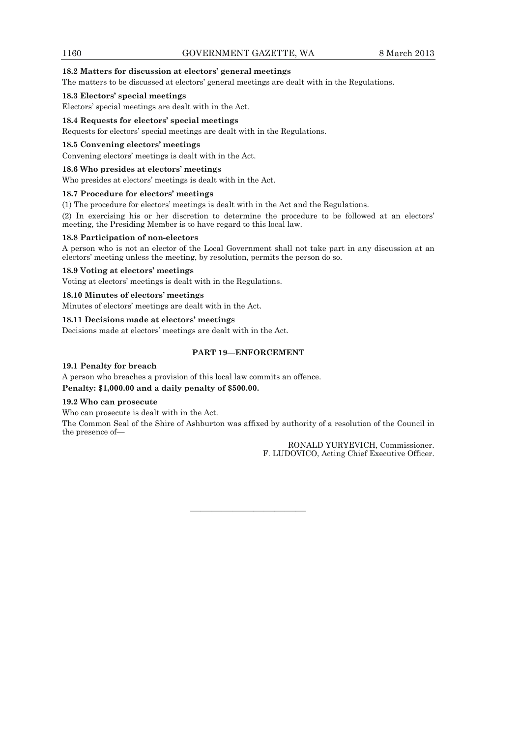**18.2 Matters for discussion at electors' general meetings**

The matters to be discussed at electors' general meetings are dealt with in the Regulations.

**18.3 Electors' special meetings**

Electors' special meetings are dealt with in the Act.

**18.4 Requests for electors' special meetings**

Requests for electors' special meetings are dealt with in the Regulations.

**18.5 Convening electors' meetings**

Convening electors' meetings is dealt with in the Act.

**18.6 Who presides at electors' meetings**

Who presides at electors' meetings is dealt with in the Act.

**18.7 Procedure for electors' meetings**

(1) The procedure for electors' meetings is dealt with in the Act and the Regulations.

(2) In exercising his or her discretion to determine the procedure to be followed at an electors' meeting, the Presiding Member is to have regard to this local law.

**18.8 Participation of non-electors**

A person who is not an elector of the Local Government shall not take part in any discussion at an electors' meeting unless the meeting, by resolution, permits the person do so.

**18.9 Voting at electors' meetings**

Voting at electors' meetings is dealt with in the Regulations.

**18.10 Minutes of electors' meetings**

Minutes of electors' meetings are dealt with in the Act.

**18.11 Decisions made at electors' meetings**

Decisions made at electors' meetings are dealt with in the Act.

## PART 19—ENFORCEMENT

**19.1 Penalty for breach**

A person who breaches a provision of this local law commits an offence.

**Penalty: $1,000.00 and a daily penalty of $500.00.**

**19.2 Who can prosecute**

Who can prosecute is dealt with in the Act.

The Common Seal of the Shire of Ashburton was affixed by authority of a resolution of the Council in the presence of—

RONALD YURYEVICH, Commissioner.
F. LUDOVICO, Acting Chief Executive Officer.

---